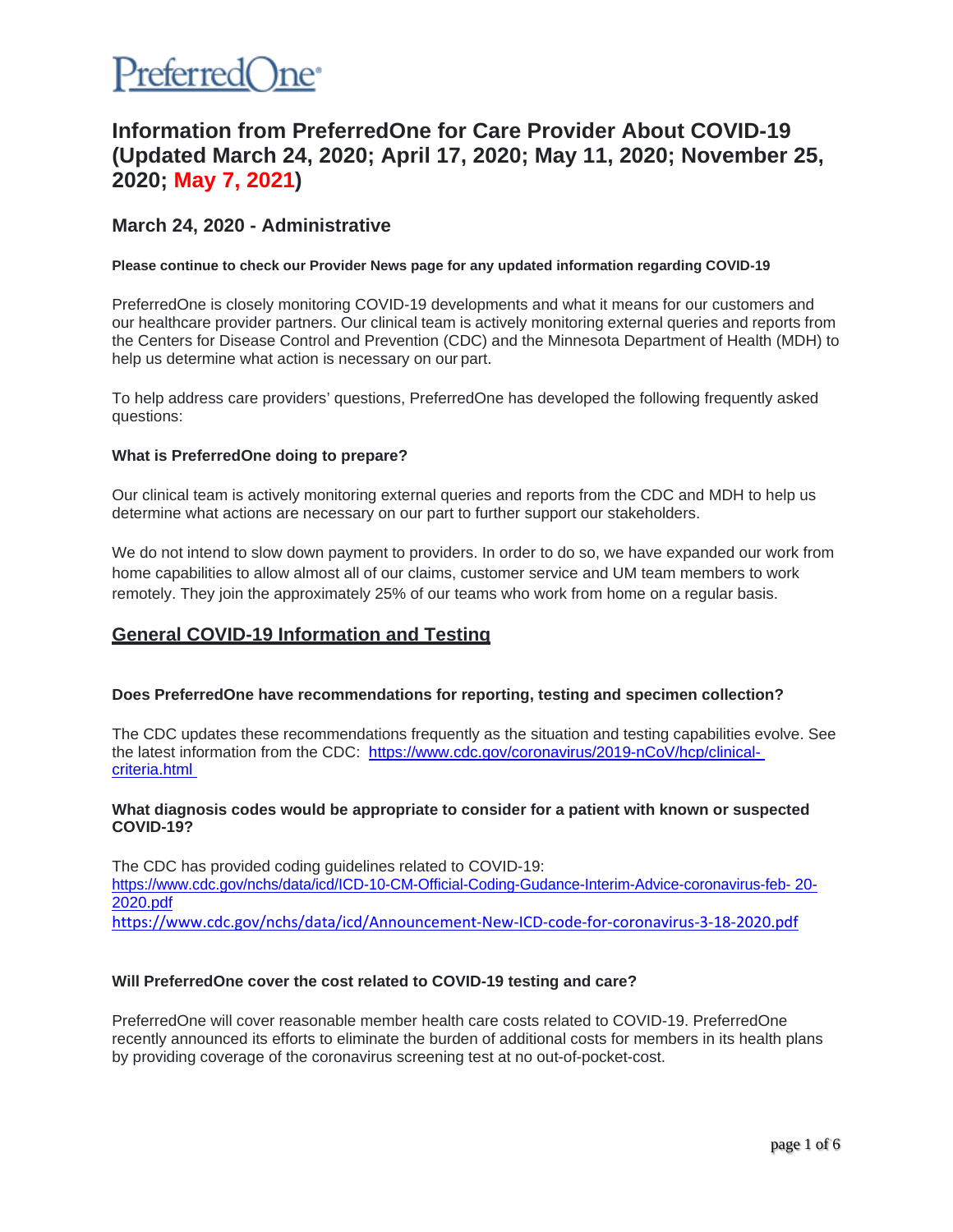PreferredOne®

# Information from PreferredOne for Care Provider About COVID-19 (Updated March 24, 2020; April 17, 2020; May 11, 2020; November 25, 2020; May 7, 2021)

## March 24, 2020 - Administrative

**Please continue to check our Provider News page for any updated information regarding COVID-19**

PreferredOne is closely monitoring COVID-19 developments and what it means for our customers and our healthcare provider partners. Our clinical team is actively monitoring external queries and reports from the Centers for Disease Control and Prevention (CDC) and the Minnesota Department of Health (MDH) to help us determine what action is necessary on our part.

To help address care providers' questions, PreferredOne has developed the following frequently asked questions:

**What is PreferredOne doing to prepare?**

Our clinical team is actively monitoring external queries and reports from the CDC and MDH to help us determine what actions are necessary on our part to further support our stakeholders.

We do not intend to slow down payment to providers. In order to do so, we have expanded our work from home capabilities to allow almost all of our claims, customer service and UM team members to work remotely. They join the approximately 25% of our teams who work from home on a regular basis.

## General COVID-19 Information and Testing

**Does PreferredOne have recommendations for reporting, testing and specimen collection?**

The CDC updates these recommendations frequently as the situation and testing capabilities evolve. See the latest information from the CDC: https://www.cdc.gov/coronavirus/2019-nCoV/hcp/clinical-criteria.html

**What diagnosis codes would be appropriate to consider for a patient with known or suspected COVID-19?**

The CDC has provided coding guidelines related to COVID-19:
https://www.cdc.gov/nchs/data/icd/ICD-10-CM-Official-Coding-Gudance-Interim-Advice-coronavirus-feb-20-2020.pdf
https://www.cdc.gov/nchs/data/icd/Announcement-New-ICD-code-for-coronavirus-3-18-2020.pdf

**Will PreferredOne cover the cost related to COVID-19 testing and care?**

PreferredOne will cover reasonable member health care costs related to COVID-19. PreferredOne recently announced its efforts to eliminate the burden of additional costs for members in its health plans by providing coverage of the coronavirus screening test at no out-of-pocket-cost.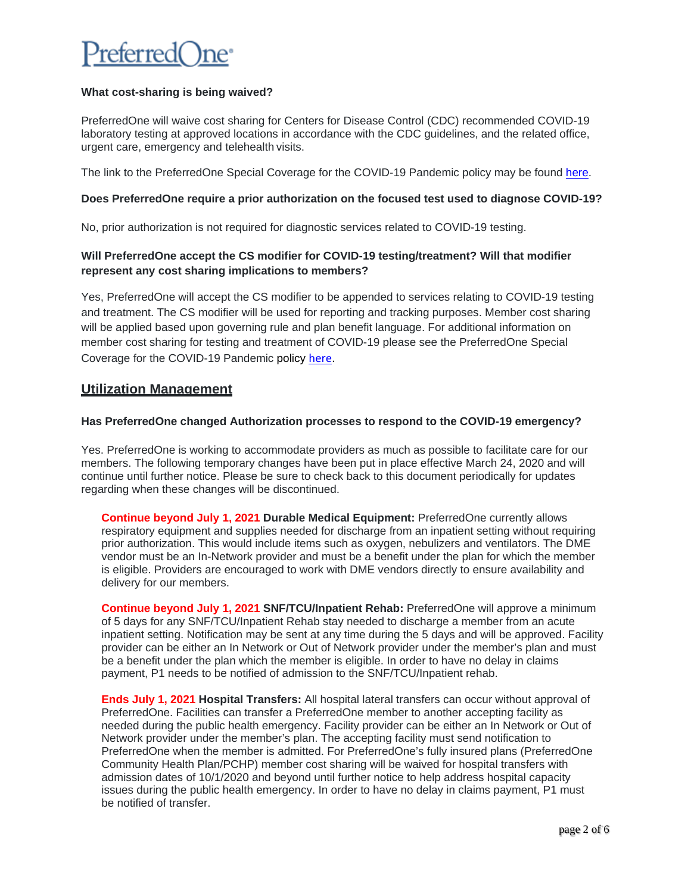**What cost-sharing is being waived?**

PreferredOne will waive cost sharing for Centers for Disease Control (CDC) recommended COVID-19 laboratory testing at approved locations in accordance with the CDC guidelines, and the related office, urgent care, emergency and telehealth visits.

The link to the PreferredOne Special Coverage for the COVID-19 Pandemic policy may be found here.

**Does PreferredOne require a prior authorization on the focused test used to diagnose COVID-19?**

No, prior authorization is not required for diagnostic services related to COVID-19 testing.

**Will PreferredOne accept the CS modifier for COVID-19 testing/treatment? Will that modifier represent any cost sharing implications to members?**

Yes, PreferredOne will accept the CS modifier to be appended to services relating to COVID-19 testing and treatment. The CS modifier will be used for reporting and tracking purposes. Member cost sharing will be applied based upon governing rule and plan benefit language. For additional information on member cost sharing for testing and treatment of COVID-19 please see the PreferredOne Special Coverage for the COVID-19 Pandemic policy here.

## Utilization Management

**Has PreferredOne changed Authorization processes to respond to the COVID-19 emergency?**

Yes. PreferredOne is working to accommodate providers as much as possible to facilitate care for our members. The following temporary changes have been put in place effective March 24, 2020 and will continue until further notice. Please be sure to check back to this document periodically for updates regarding when these changes will be discontinued.

**Continue beyond July 1, 2021** **Durable Medical Equipment:** PreferredOne currently allows respiratory equipment and supplies needed for discharge from an inpatient setting without requiring prior authorization. This would include items such as oxygen, nebulizers and ventilators. The DME vendor must be an In-Network provider and must be a benefit under the plan for which the member is eligible. Providers are encouraged to work with DME vendors directly to ensure availability and delivery for our members.

**Continue beyond July 1, 2021** **SNF/TCU/Inpatient Rehab:** PreferredOne will approve a minimum of 5 days for any SNF/TCU/Inpatient Rehab stay needed to discharge a member from an acute inpatient setting. Notification may be sent at any time during the 5 days and will be approved. Facility provider can be either an In Network or Out of Network provider under the member's plan and must be a benefit under the plan which the member is eligible. In order to have no delay in claims payment, P1 needs to be notified of admission to the SNF/TCU/Inpatient rehab.

**Ends July 1, 2021** **Hospital Transfers:** All hospital lateral transfers can occur without approval of PreferredOne. Facilities can transfer a PreferredOne member to another accepting facility as needed during the public health emergency. Facility provider can be either an In Network or Out of Network provider under the member's plan. The accepting facility must send notification to PreferredOne when the member is admitted. For PreferredOne's fully insured plans (PreferredOne Community Health Plan/PCHP) member cost sharing will be waived for hospital transfers with admission dates of 10/1/2020 and beyond until further notice to help address hospital capacity issues during the public health emergency. In order to have no delay in claims payment, P1 must be notified of transfer.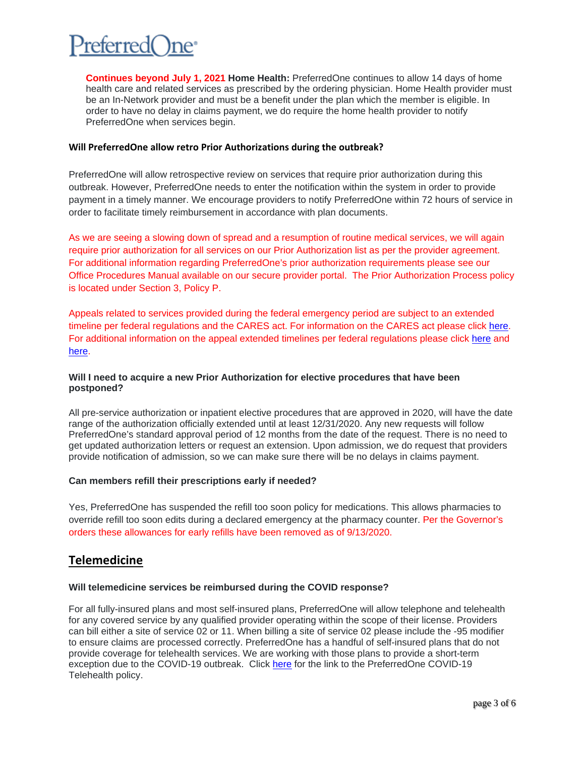**Continues beyond July 1, 2021** **Home Health:** PreferredOne continues to allow 14 days of home health care and related services as prescribed by the ordering physician. Home Health provider must be an In-Network provider and must be a benefit under the plan which the member is eligible. In order to have no delay in claims payment, we do require the home health provider to notify PreferredOne when services begin.

**Will PreferredOne allow retro Prior Authorizations during the outbreak?**

PreferredOne will allow retrospective review on services that require prior authorization during this outbreak. However, PreferredOne needs to enter the notification within the system in order to provide payment in a timely manner. We encourage providers to notify PreferredOne within 72 hours of service in order to facilitate timely reimbursement in accordance with plan documents.

As we are seeing a slowing down of spread and a resumption of routine medical services, we will again require prior authorization for all services on our Prior Authorization list as per the provider agreement. For additional information regarding PreferredOne's prior authorization requirements please see our Office Procedures Manual available on our secure provider portal. The Prior Authorization Process policy is located under Section 3, Policy P.

Appeals related to services provided during the federal emergency period are subject to an extended timeline per federal regulations and the CARES act. For information on the CARES act please click here. For additional information on the appeal extended timelines per federal regulations please click here and here.

**Will I need to acquire a new Prior Authorization for elective procedures that have been postponed?**

All pre-service authorization or inpatient elective procedures that are approved in 2020, will have the date range of the authorization officially extended until at least 12/31/2020. Any new requests will follow PreferredOne's standard approval period of 12 months from the date of the request. There is no need to get updated authorization letters or request an extension. Upon admission, we do request that providers provide notification of admission, so we can make sure there will be no delays in claims payment.

**Can members refill their prescriptions early if needed?**

Yes, PreferredOne has suspended the refill too soon policy for medications. This allows pharmacies to override refill too soon edits during a declared emergency at the pharmacy counter. Per the Governor's orders these allowances for early refills have been removed as of 9/13/2020.

## Telemedicine

**Will telemedicine services be reimbursed during the COVID response?**

For all fully-insured plans and most self-insured plans, PreferredOne will allow telephone and telehealth for any covered service by any qualified provider operating within the scope of their license. Providers can bill either a site of service 02 or 11. When billing a site of service 02 please include the -95 modifier to ensure claims are processed correctly. PreferredOne has a handful of self-insured plans that do not provide coverage for telehealth services. We are working with those plans to provide a short-term exception due to the COVID-19 outbreak. Click here for the link to the PreferredOne COVID-19 Telehealth policy.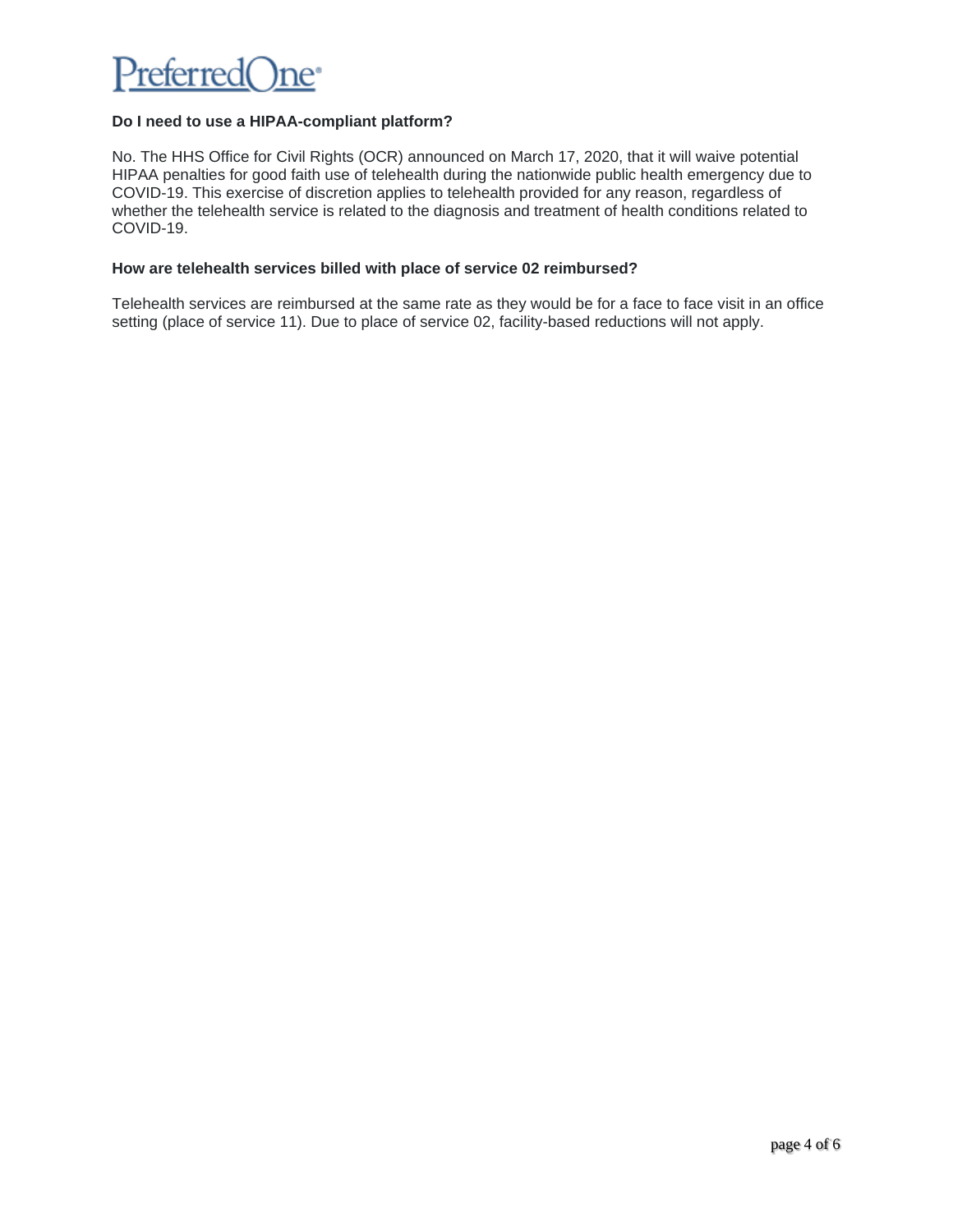### Do I need to use a HIPAA-compliant platform?

No. The HHS Office for Civil Rights (OCR) announced on March 17, 2020, that it will waive potential HIPAA penalties for good faith use of telehealth during the nationwide public health emergency due to COVID-19. This exercise of discretion applies to telehealth provided for any reason, regardless of whether the telehealth service is related to the diagnosis and treatment of health conditions related to COVID-19.

### How are telehealth services billed with place of service 02 reimbursed?

Telehealth services are reimbursed at the same rate as they would be for a face to face visit in an office setting (place of service 11). Due to place of service 02, facility-based reductions will not apply.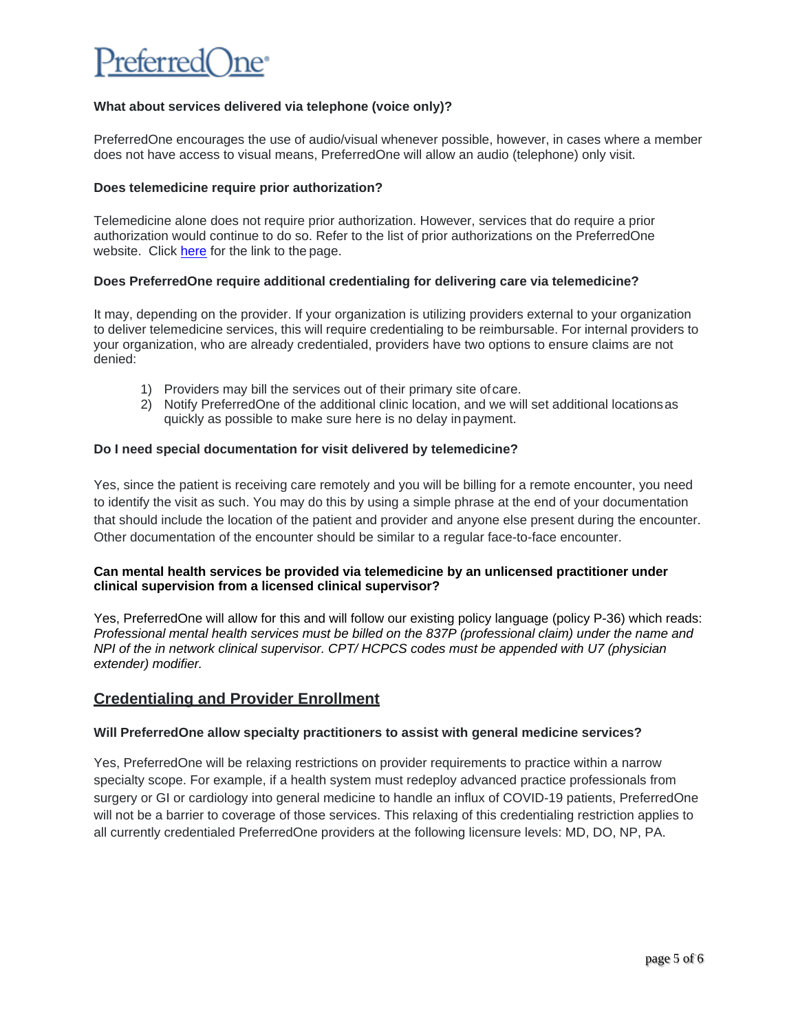**What about services delivered via telephone (voice only)?**

PreferredOne encourages the use of audio/visual whenever possible, however, in cases where a member does not have access to visual means, PreferredOne will allow an audio (telephone) only visit.

**Does telemedicine require prior authorization?**

Telemedicine alone does not require prior authorization. However, services that do require a prior authorization would continue to do so. Refer to the list of prior authorizations on the PreferredOne website. Click [here]() for the link to the page.

**Does PreferredOne require additional credentialing for delivering care via telemedicine?**

It may, depending on the provider. If your organization is utilizing providers external to your organization to deliver telemedicine services, this will require credentialing to be reimbursable. For internal providers to your organization, who are already credentialed, providers have two options to ensure claims are not denied:

1) Providers may bill the services out of their primary site of care.
2) Notify PreferredOne of the additional clinic location, and we will set additional locations as quickly as possible to make sure here is no delay in payment.

**Do I need special documentation for visit delivered by telemedicine?**

Yes, since the patient is receiving care remotely and you will be billing for a remote encounter, you need to identify the visit as such. You may do this by using a simple phrase at the end of your documentation that should include the location of the patient and provider and anyone else present during the encounter. Other documentation of the encounter should be similar to a regular face-to-face encounter.

**Can mental health services be provided via telemedicine by an unlicensed practitioner under clinical supervision from a licensed clinical supervisor?**

Yes, PreferredOne will allow for this and will follow our existing policy language (policy P-36) which reads: *Professional mental health services must be billed on the 837P (professional claim) under the name and NPI of the in network clinical supervisor. CPT/ HCPCS codes must be appended with U7 (physician extender) modifier.*

## Credentialing and Provider Enrollment

**Will PreferredOne allow specialty practitioners to assist with general medicine services?**

Yes, PreferredOne will be relaxing restrictions on provider requirements to practice within a narrow specialty scope. For example, if a health system must redeploy advanced practice professionals from surgery or GI or cardiology into general medicine to handle an influx of COVID-19 patients, PreferredOne will not be a barrier to coverage of those services. This relaxing of this credentialing restriction applies to all currently credentialed PreferredOne providers at the following licensure levels: MD, DO, NP, PA.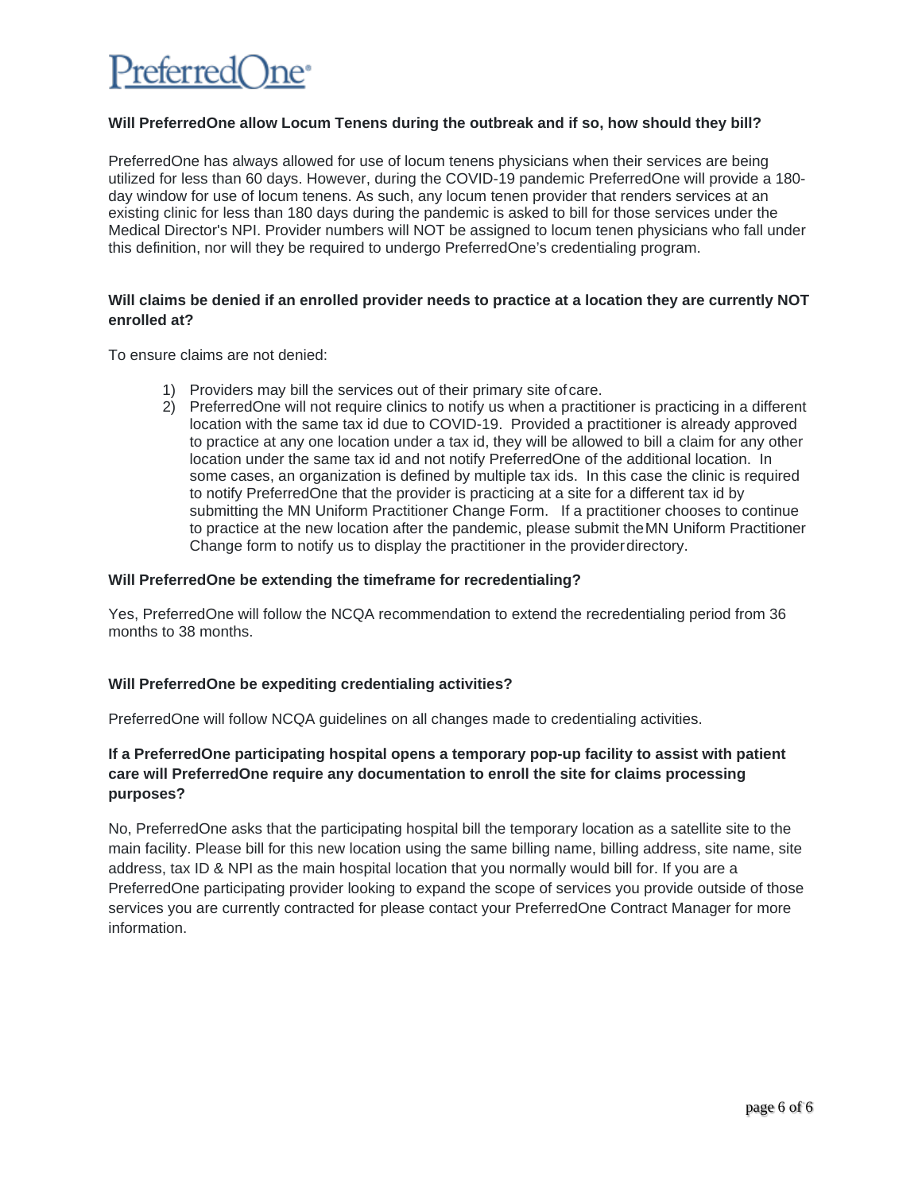**Will PreferredOne allow Locum Tenens during the outbreak and if so, how should they bill?**

PreferredOne has always allowed for use of locum tenens physicians when their services are being utilized for less than 60 days. However, during the COVID-19 pandemic PreferredOne will provide a 180-day window for use of locum tenens. As such, any locum tenen provider that renders services at an existing clinic for less than 180 days during the pandemic is asked to bill for those services under the Medical Director's NPI. Provider numbers will NOT be assigned to locum tenen physicians who fall under this definition, nor will they be required to undergo PreferredOne's credentialing program.

**Will claims be denied if an enrolled provider needs to practice at a location they are currently NOT enrolled at?**

To ensure claims are not denied:

1) Providers may bill the services out of their primary site of care.
2) PreferredOne will not require clinics to notify us when a practitioner is practicing in a different location with the same tax id due to COVID-19. Provided a practitioner is already approved to practice at any one location under a tax id, they will be allowed to bill a claim for any other location under the same tax id and not notify PreferredOne of the additional location. In some cases, an organization is defined by multiple tax ids. In this case the clinic is required to notify PreferredOne that the provider is practicing at a site for a different tax id by submitting the MN Uniform Practitioner Change Form. If a practitioner chooses to continue to practice at the new location after the pandemic, please submit the MN Uniform Practitioner Change form to notify us to display the practitioner in the provider directory.

**Will PreferredOne be extending the timeframe for recredentialing?**

Yes, PreferredOne will follow the NCQA recommendation to extend the recredentialing period from 36 months to 38 months.

**Will PreferredOne be expediting credentialing activities?**

PreferredOne will follow NCQA guidelines on all changes made to credentialing activities.

**If a PreferredOne participating hospital opens a temporary pop-up facility to assist with patient care will PreferredOne require any documentation to enroll the site for claims processing purposes?**

No, PreferredOne asks that the participating hospital bill the temporary location as a satellite site to the main facility. Please bill for this new location using the same billing name, billing address, site name, site address, tax ID & NPI as the main hospital location that you normally would bill for. If you are a PreferredOne participating provider looking to expand the scope of services you provide outside of those services you are currently contracted for please contact your PreferredOne Contract Manager for more information.